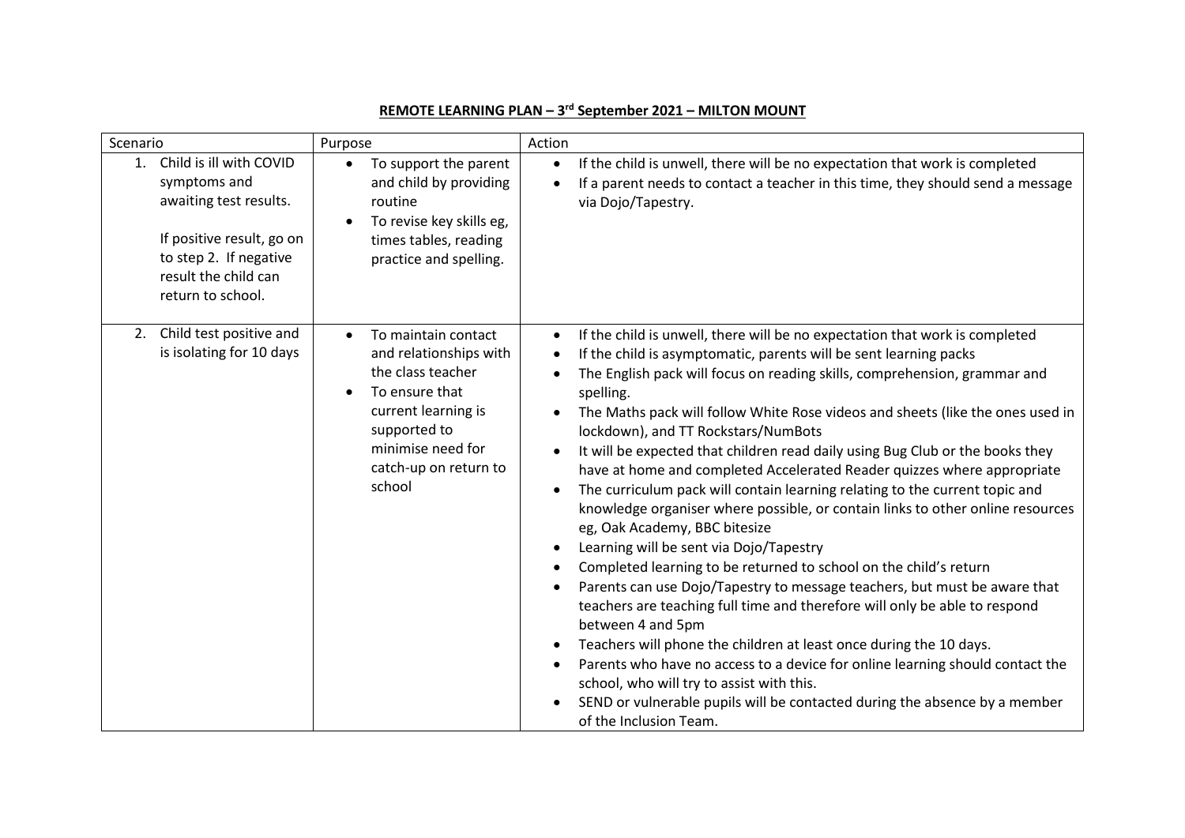**REMOTE LEARNING PLAN – 3rd September 2021 – MILTON MOUNT**

| Scenario | Purpose | Action |
|---|---|---|
| 1. Child is ill with COVID symptoms and awaiting test results.<br><br>If positive result, go on to step 2. If negative result the child can return to school. | • To support the parent and child by providing routine<br>• To revise key skills eg, times tables, reading practice and spelling. | • If the child is unwell, there will be no expectation that work is completed<br>• If a parent needs to contact a teacher in this time, they should send a message via Dojo/Tapestry. |
| 2. Child test positive and is isolating for 10 days | • To maintain contact and relationships with the class teacher<br>• To ensure that current learning is supported to minimise need for catch-up on return to school | • If the child is unwell, there will be no expectation that work is completed<br>• If the child is asymptomatic, parents will be sent learning packs<br>• The English pack will focus on reading skills, comprehension, grammar and spelling.<br>• The Maths pack will follow White Rose videos and sheets (like the ones used in lockdown), and TT Rockstars/NumBots<br>• It will be expected that children read daily using Bug Club or the books they have at home and completed Accelerated Reader quizzes where appropriate<br>• The curriculum pack will contain learning relating to the current topic and knowledge organiser where possible, or contain links to other online resources eg, Oak Academy, BBC bitesize<br>• Learning will be sent via Dojo/Tapestry<br>• Completed learning to be returned to school on the child's return<br>• Parents can use Dojo/Tapestry to message teachers, but must be aware that teachers are teaching full time and therefore will only be able to respond between 4 and 5pm<br>• Teachers will phone the children at least once during the 10 days.<br>• Parents who have no access to a device for online learning should contact the school, who will try to assist with this.<br>• SEND or vulnerable pupils will be contacted during the absence by a member of the Inclusion Team. |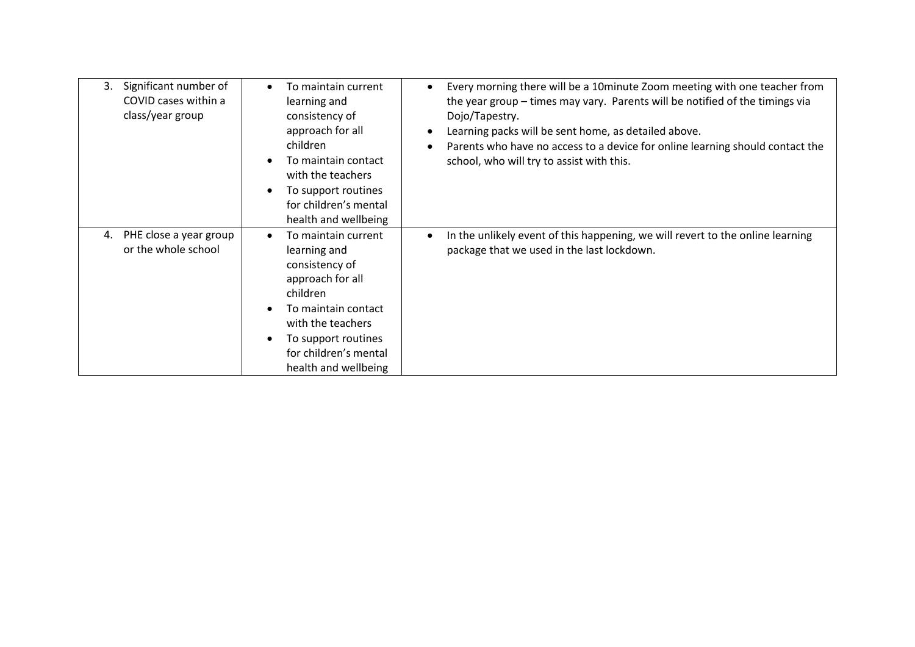| | | |
|---|---|---|
| 3. Significant number of COVID cases within a class/year group | • To maintain current learning and consistency of approach for all children<br>• To maintain contact with the teachers<br>• To support routines for children's mental health and wellbeing | • Every morning there will be a 10minute Zoom meeting with one teacher from the year group – times may vary. Parents will be notified of the timings via Dojo/Tapestry.<br>• Learning packs will be sent home, as detailed above.<br>• Parents who have no access to a device for online learning should contact the school, who will try to assist with this. |
| 4. PHE close a year group or the whole school | • To maintain current learning and consistency of approach for all children<br>• To maintain contact with the teachers<br>• To support routines for children's mental health and wellbeing | • In the unlikely event of this happening, we will revert to the online learning package that we used in the last lockdown. |